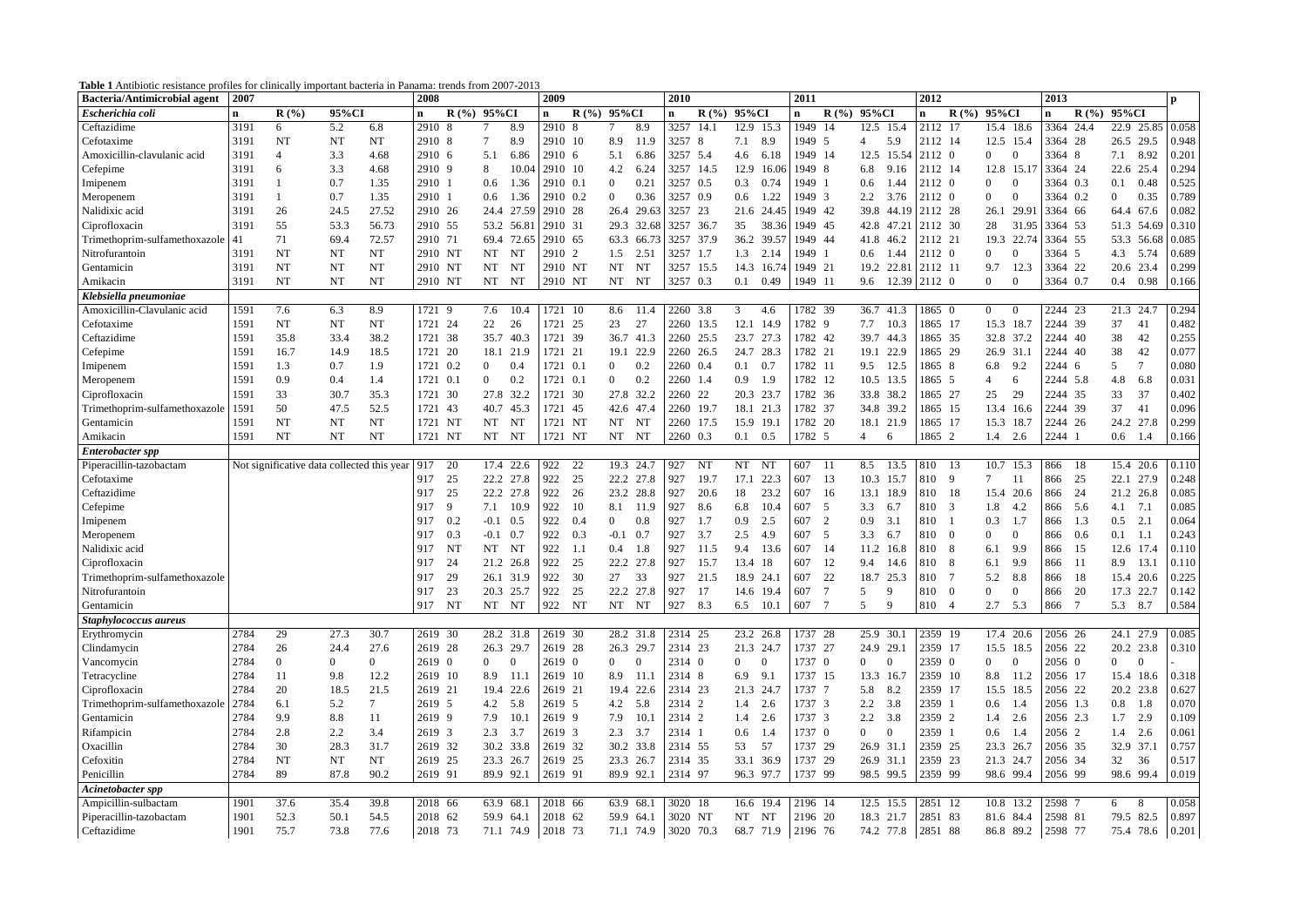**Table 1** Antibiotic resistance profiles for clinically important bacteria in Panama: trends from 2007-2013

| Bacteria/Antimicrobial agent | 2007 | | | | 2008 | | | | 2009 | | | | 2010 | | | | 2011 | | | | 2012 | | | | 2013 | | | | p |
|---|---|---|---|---|---|---|---|---|---|---|---|---|---|---|---|---|---|---|---|---|---|---|---|---|---|---|---|---|---|
| ***Escherichia coli*** | **n** | **R (%)** | **95%CI** | | **n** | **R (%)** | **95%CI** | | **n** | **R (%)** | **95%CI** | | **n** | **R (%)** | **95%CI** | | **n** | **R (%)** | **95%CI** | | **n** | **R (%)** | **95%CI** | | **n** | **R (%)** | **95%CI** | | |
| Ceftazidime | 3191 | 6 | 5.2 | 6.8 | 2910 | 8 | 7 | 8.9 | 2910 | 8 | 7 | 8.9 | 3257 | 14.1 | 12.9 | 15.3 | 1949 | 14 | 12.5 | 15.4 | 2112 | 17 | 15.4 | 18.6 | 3364 | 24.4 | 22.9 | 25.85 | 0.058 |
| Cefotaxime | 3191 | NT | NT | NT | 2910 | 8 | 7 | 8.9 | 2910 | 10 | 8.9 | 11.9 | 3257 | 8 | 7.1 | 8.9 | 1949 | 5 | 4 | 5.9 | 2112 | 14 | 12.5 | 15.4 | 3364 | 28 | 26.5 | 29.5 | 0.948 |
| Amoxicillin-clavulanic acid | 3191 | 4 | 3.3 | 4.68 | 2910 | 6 | 5.1 | 6.86 | 2910 | 6 | 5.1 | 6.86 | 3257 | 5.4 | 4.6 | 6.18 | 1949 | 14 | 12.5 | 15.54 | 2112 | 0 | 0 | 0 | 3364 | 8 | 7.1 | 8.92 | 0.201 |
| Cefepime | 3191 | 6 | 3.3 | 4.68 | 2910 | 9 | 8 | 10.04 | 2910 | 10 | 4.2 | 6.24 | 3257 | 14.5 | 12.9 | 16.06 | 1949 | 8 | 6.8 | 9.16 | 2112 | 14 | 12.8 | 15.17 | 3364 | 24 | 22.6 | 25.4 | 0.294 |
| Imipenem | 3191 | 1 | 0.7 | 1.35 | 2910 | 1 | 0.6 | 1.36 | 2910 | 0.1 | 0 | 0.21 | 3257 | 0.5 | 0.3 | 0.74 | 1949 | 1 | 0.6 | 1.44 | 2112 | 0 | 0 | 0 | 3364 | 0.3 | 0.1 | 0.48 | 0.525 |
| Meropenem | 3191 | 1 | 0.7 | 1.35 | 2910 | 1 | 0.6 | 1.36 | 2910 | 0.2 | 0 | 0.36 | 3257 | 0.9 | 0.6 | 1.22 | 1949 | 3 | 2.2 | 3.76 | 2112 | 0 | 0 | 0 | 3364 | 0.2 | 0 | 0.35 | 0.789 |
| Nalidixic acid | 3191 | 26 | 24.5 | 27.52 | 2910 | 26 | 24.4 | 27.59 | 2910 | 28 | 26.4 | 29.63 | 3257 | 23 | 21.6 | 24.45 | 1949 | 42 | 39.8 | 44.19 | 2112 | 28 | 26.1 | 29.91 | 3364 | 66 | 64.4 | 67.6 | 0.082 |
| Ciprofloxacin | 3191 | 55 | 53.3 | 56.73 | 2910 | 55 | 53.2 | 56.81 | 2910 | 31 | 29.3 | 32.68 | 3257 | 36.7 | 35 | 38.36 | 1949 | 45 | 42.8 | 47.21 | 2112 | 30 | 28 | 31.95 | 3364 | 53 | 51.3 | 54.69 | 0.310 |
| Trimethoprim-sulfamethoxazole | 41 | 71 | 69.4 | 72.57 | 2910 | 71 | 69.4 | 72.65 | 2910 | 65 | 63.3 | 66.73 | 3257 | 37.9 | 36.2 | 39.57 | 1949 | 44 | 41.8 | 46.2 | 2112 | 21 | 19.3 | 22.74 | 3364 | 55 | 53.3 | 56.68 | 0.085 |
| Nitrofurantoin | 3191 | NT | NT | NT | 2910 | NT | NT | NT | 2910 | 2 | 1.5 | 2.51 | 3257 | 1.7 | 1.3 | 2.14 | 1949 | 1 | 0.6 | 1.44 | 2112 | 0 | 0 | 0 | 3364 | 5 | 4.3 | 5.74 | 0.689 |
| Gentamicin | 3191 | NT | NT | NT | 2910 | NT | NT | NT | 2910 | NT | NT | NT | 3257 | 15.5 | 14.3 | 16.74 | 1949 | 21 | 19.2 | 22.81 | 2112 | 11 | 9.7 | 12.3 | 3364 | 22 | 20.6 | 23.4 | 0.299 |
| Amikacin | 3191 | NT | NT | NT | 2910 | NT | NT | NT | 2910 | NT | NT | NT | 3257 | 0.3 | 0.1 | 0.49 | 1949 | 11 | 9.6 | 12.39 | 2112 | 0 | 0 | 0 | 3364 | 0.7 | 0.4 | 0.98 | 0.166 |
| ***Klebsiella pneumoniae*** | | | | | | | | | | | | | | | | | | | | | | | | | | | | | |
| Amoxicillin-Clavulanic acid | 1591 | 7.6 | 6.3 | 8.9 | 1721 | 9 | 7.6 | 10.4 | 1721 | 10 | 8.6 | 11.4 | 2260 | 3.8 | 3 | 4.6 | 1782 | 39 | 36.7 | 41.3 | 1865 | 0 | 0 | 0 | 2244 | 23 | 21.3 | 24.7 | 0.294 |
| Cefotaxime | 1591 | NT | NT | NT | 1721 | 24 | 22 | 26 | 1721 | 25 | 23 | 27 | 2260 | 13.5 | 12.1 | 14.9 | 1782 | 9 | 7.7 | 10.3 | 1865 | 17 | 15.3 | 18.7 | 2244 | 39 | 37 | 41 | 0.482 |
| Ceftazidime | 1591 | 35.8 | 33.4 | 38.2 | 1721 | 38 | 35.7 | 40.3 | 1721 | 39 | 36.7 | 41.3 | 2260 | 25.5 | 23.7 | 27.3 | 1782 | 42 | 39.7 | 44.3 | 1865 | 35 | 32.8 | 37.2 | 2244 | 40 | 38 | 42 | 0.255 |
| Cefepime | 1591 | 16.7 | 14.9 | 18.5 | 1721 | 20 | 18.1 | 21.9 | 1721 | 21 | 19.1 | 22.9 | 2260 | 26.5 | 24.7 | 28.3 | 1782 | 21 | 19.1 | 22.9 | 1865 | 29 | 26.9 | 31.1 | 2244 | 40 | 38 | 42 | 0.077 |
| Imipenem | 1591 | 1.3 | 0.7 | 1.9 | 1721 | 0.2 | 0 | 0.4 | 1721 | 0.1 | 0 | 0.2 | 2260 | 0.4 | 0.1 | 0.7 | 1782 | 11 | 9.5 | 12.5 | 1865 | 8 | 6.8 | 9.2 | 2244 | 6 | 5 | 7 | 0.080 |
| Meropenem | 1591 | 0.9 | 0.4 | 1.4 | 1721 | 0.1 | 0 | 0.2 | 1721 | 0.1 | 0 | 0.2 | 2260 | 1.4 | 0.9 | 1.9 | 1782 | 12 | 10.5 | 13.5 | 1865 | 5 | 4 | 6 | 2244 | 5.8 | 4.8 | 6.8 | 0.031 |
| Ciprofloxacin | 1591 | 33 | 30.7 | 35.3 | 1721 | 30 | 27.8 | 32.2 | 1721 | 30 | 27.8 | 32.2 | 2260 | 22 | 20.3 | 23.7 | 1782 | 36 | 33.8 | 38.2 | 1865 | 27 | 25 | 29 | 2244 | 35 | 33 | 37 | 0.402 |
| Trimethoprim-sulfamethoxazole | 1591 | 50 | 47.5 | 52.5 | 1721 | 43 | 40.7 | 45.3 | 1721 | 45 | 42.6 | 47.4 | 2260 | 19.7 | 18.1 | 21.3 | 1782 | 37 | 34.8 | 39.2 | 1865 | 15 | 13.4 | 16.6 | 2244 | 39 | 37 | 41 | 0.096 |
| Gentamicin | 1591 | NT | NT | NT | 1721 | NT | NT | NT | 1721 | NT | NT | NT | 2260 | 17.5 | 15.9 | 19.1 | 1782 | 20 | 18.1 | 21.9 | 1865 | 17 | 15.3 | 18.7 | 2244 | 26 | 24.2 | 27.8 | 0.299 |
| Amikacin | 1591 | NT | NT | NT | 1721 | NT | NT | NT | 1721 | NT | NT | NT | 2260 | 0.3 | 0.1 | 0.5 | 1782 | 5 | 4 | 6 | 1865 | 2 | 1.4 | 2.6 | 2244 | 1 | 0.6 | 1.4 | 0.166 |
| ***Enterobacter spp*** | | | | | | | | | | | | | | | | | | | | | | | | | | | | | |
| Piperacillin-tazobactam | Not significative data collected this year | | | | 917 | 20 | 17.4 | 22.6 | 922 | 22 | 19.3 | 24.7 | 927 | NT | NT | NT | 607 | 11 | 8.5 | 13.5 | 810 | 13 | 10.7 | 15.3 | 866 | 18 | 15.4 | 20.6 | 0.110 |
| Cefotaxime | | | | | 917 | 25 | 22.2 | 27.8 | 922 | 25 | 22.2 | 27.8 | 927 | 19.7 | 17.1 | 22.3 | 607 | 13 | 10.3 | 15.7 | 810 | 9 | 7 | 11 | 866 | 25 | 22.1 | 27.9 | 0.248 |
| Ceftazidime | | | | | 917 | 25 | 22.2 | 27.8 | 922 | 26 | 23.2 | 28.8 | 927 | 20.6 | 18 | 23.2 | 607 | 16 | 13.1 | 18.9 | 810 | 18 | 15.4 | 20.6 | 866 | 24 | 21.2 | 26.8 | 0.085 |
| Cefepime | | | | | 917 | 9 | 7.1 | 10.9 | 922 | 10 | 8.1 | 11.9 | 927 | 8.6 | 6.8 | 10.4 | 607 | 5 | 3.3 | 6.7 | 810 | 3 | 1.8 | 4.2 | 866 | 5.6 | 4.1 | 7.1 | 0.085 |
| Imipenem | | | | | 917 | 0.2 | -0.1 | 0.5 | 922 | 0.4 | 0 | 0.8 | 927 | 1.7 | 0.9 | 2.5 | 607 | 2 | 0.9 | 3.1 | 810 | 1 | 0.3 | 1.7 | 866 | 1.3 | 0.5 | 2.1 | 0.064 |
| Meropenem | | | | | 917 | 0.3 | -0.1 | 0.7 | 922 | 0.3 | -0.1 | 0.7 | 927 | 3.7 | 2.5 | 4.9 | 607 | 5 | 3.3 | 6.7 | 810 | 0 | 0 | 0 | 866 | 0.6 | 0.1 | 1.1 | 0.243 |
| Nalidixic acid | | | | | 917 | NT | NT | NT | 922 | 1.1 | 0.4 | 1.8 | 927 | 11.5 | 9.4 | 13.6 | 607 | 14 | 11.2 | 16.8 | 810 | 8 | 6.1 | 9.9 | 866 | 15 | 12.6 | 17.4 | 0.110 |
| Ciprofloxacin | | | | | 917 | 24 | 21.2 | 26.8 | 922 | 25 | 22.2 | 27.8 | 927 | 15.7 | 13.4 | 18 | 607 | 12 | 9.4 | 14.6 | 810 | 8 | 6.1 | 9.9 | 866 | 11 | 8.9 | 13.1 | 0.110 |
| Trimethoprim-sulfamethoxazole | | | | | 917 | 29 | 26.1 | 31.9 | 922 | 30 | 27 | 33 | 927 | 21.5 | 18.9 | 24.1 | 607 | 22 | 18.7 | 25.3 | 810 | 7 | 5.2 | 8.8 | 866 | 18 | 15.4 | 20.6 | 0.225 |
| Nitrofurantoin | | | | | 917 | 23 | 20.3 | 25.7 | 922 | 25 | 22.2 | 27.8 | 927 | 17 | 14.6 | 19.4 | 607 | 7 | 5 | 9 | 810 | 0 | 0 | 0 | 866 | 20 | 17.3 | 22.7 | 0.142 |
| Gentamicin | | | | | 917 | NT | NT | NT | 922 | NT | NT | NT | 927 | 8.3 | 6.5 | 10.1 | 607 | 7 | 5 | 9 | 810 | 4 | 2.7 | 5.3 | 866 | 7 | 5.3 | 8.7 | 0.584 |
| ***Staphylococcus aureus*** | | | | | | | | | | | | | | | | | | | | | | | | | | | | | |
| Erythromycin | 2784 | 29 | 27.3 | 30.7 | 2619 | 30 | 28.2 | 31.8 | 2619 | 30 | 28.2 | 31.8 | 2314 | 25 | 23.2 | 26.8 | 1737 | 28 | 25.9 | 30.1 | 2359 | 19 | 17.4 | 20.6 | 2056 | 26 | 24.1 | 27.9 | 0.085 |
| Clindamycin | 2784 | 26 | 24.4 | 27.6 | 2619 | 28 | 26.3 | 29.7 | 2619 | 28 | 26.3 | 29.7 | 2314 | 23 | 21.3 | 24.7 | 1737 | 27 | 24.9 | 29.1 | 2359 | 17 | 15.5 | 18.5 | 2056 | 22 | 20.2 | 23.8 | 0.310 |
| Vancomycin | 2784 | 0 | 0 | 0 | 2619 | 0 | 0 | 0 | 2619 | 0 | 0 | 0 | 2314 | 0 | 0 | 0 | 1737 | 0 | 0 | 0 | 2359 | 0 | 0 | 0 | 2056 | 0 | 0 | 0 | - |
| Tetracycline | 2784 | 11 | 9.8 | 12.2 | 2619 | 10 | 8.9 | 11.1 | 2619 | 10 | 8.9 | 11.1 | 2314 | 8 | 6.9 | 9.1 | 1737 | 15 | 13.3 | 16.7 | 2359 | 10 | 8.8 | 11.2 | 2056 | 17 | 15.4 | 18.6 | 0.318 |
| Ciprofloxacin | 2784 | 20 | 18.5 | 21.5 | 2619 | 21 | 19.4 | 22.6 | 2619 | 21 | 19.4 | 22.6 | 2314 | 23 | 21.3 | 24.7 | 1737 | 7 | 5.8 | 8.2 | 2359 | 17 | 15.5 | 18.5 | 2056 | 22 | 20.2 | 23.8 | 0.627 |
| Trimethoprim-sulfamethoxazole | 2784 | 6.1 | 5.2 | 7 | 2619 | 5 | 4.2 | 5.8 | 2619 | 5 | 4.2 | 5.8 | 2314 | 2 | 1.4 | 2.6 | 1737 | 3 | 2.2 | 3.8 | 2359 | 1 | 0.6 | 1.4 | 2056 | 1.3 | 0.8 | 1.8 | 0.070 |
| Gentamicin | 2784 | 9.9 | 8.8 | 11 | 2619 | 9 | 7.9 | 10.1 | 2619 | 9 | 7.9 | 10.1 | 2314 | 2 | 1.4 | 2.6 | 1737 | 3 | 2.2 | 3.8 | 2359 | 2 | 1.4 | 2.6 | 2056 | 2.3 | 1.7 | 2.9 | 0.109 |
| Rifampicin | 2784 | 2.8 | 2.2 | 3.4 | 2619 | 3 | 2.3 | 3.7 | 2619 | 3 | 2.3 | 3.7 | 2314 | 1 | 0.6 | 1.4 | 1737 | 0 | 0 | 0 | 2359 | 1 | 0.6 | 1.4 | 2056 | 2 | 1.4 | 2.6 | 0.061 |
| Oxacillin | 2784 | 30 | 28.3 | 31.7 | 2619 | 32 | 30.2 | 33.8 | 2619 | 32 | 30.2 | 33.8 | 2314 | 55 | 53 | 57 | 1737 | 29 | 26.9 | 31.1 | 2359 | 25 | 23.3 | 26.7 | 2056 | 35 | 32.9 | 37.1 | 0.757 |
| Cefoxitin | 2784 | NT | NT | NT | 2619 | 25 | 23.3 | 26.7 | 2619 | 25 | 23.3 | 26.7 | 2314 | 35 | 33.1 | 36.9 | 1737 | 29 | 26.9 | 31.1 | 2359 | 23 | 21.3 | 24.7 | 2056 | 34 | 32 | 36 | 0.517 |
| Penicillin | 2784 | 89 | 87.8 | 90.2 | 2619 | 91 | 89.9 | 92.1 | 2619 | 91 | 89.9 | 92.1 | 2314 | 97 | 96.3 | 97.7 | 1737 | 99 | 98.5 | 99.5 | 2359 | 99 | 98.6 | 99.4 | 2056 | 99 | 98.6 | 99.4 | 0.019 |
| ***Acinetobacter spp*** | | | | | | | | | | | | | | | | | | | | | | | | | | | | | |
| Ampicillin-sulbactam | 1901 | 37.6 | 35.4 | 39.8 | 2018 | 66 | 63.9 | 68.1 | 2018 | 66 | 63.9 | 68.1 | 3020 | 18 | 16.6 | 19.4 | 2196 | 14 | 12.5 | 15.5 | 2851 | 12 | 10.8 | 13.2 | 2598 | 7 | 6 | 8 | 0.058 |
| Piperacillin-tazobactam | 1901 | 52.3 | 50.1 | 54.5 | 2018 | 62 | 59.9 | 64.1 | 2018 | 62 | 59.9 | 64.1 | 3020 | NT | NT | NT | 2196 | 20 | 18.3 | 21.7 | 2851 | 83 | 81.6 | 84.4 | 2598 | 81 | 79.5 | 82.5 | 0.897 |
| Ceftazidime | 1901 | 75.7 | 73.8 | 77.6 | 2018 | 73 | 71.1 | 74.9 | 2018 | 73 | 71.1 | 74.9 | 3020 | 70.3 | 68.7 | 71.9 | 2196 | 76 | 74.2 | 77.8 | 2851 | 88 | 86.8 | 89.2 | 2598 | 77 | 75.4 | 78.6 | 0.201 |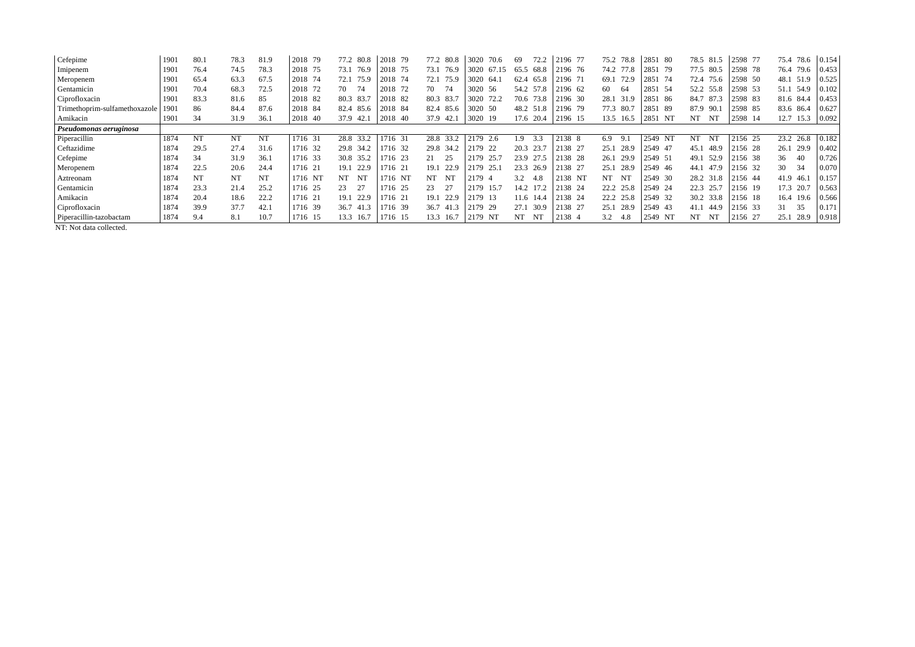| | | | | | | | | | | | | | | | | | | | | | | | | | | | | | |
|---|---|---|---|---|---|---|---|---|---|---|---|---|---|---|---|---|---|---|---|---|---|---|---|---|---|---|---|---|---|
| Cefepime | 1901 | 80.1 | 78.3 | 81.9 | 2018 | 79 | 77.2 | 80.8 | 2018 | 79 | 77.2 | 80.8 | 3020 | 70.6 | 69 | 72.2 | 2196 | 77 | 75.2 | 78.8 | 2851 | 80 | 78.5 | 81.5 | 2598 | 77 | 75.4 | 78.6 | 0.154 |
| Imipenem | 1901 | 76.4 | 74.5 | 78.3 | 2018 | 75 | 73.1 | 76.9 | 2018 | 75 | 73.1 | 76.9 | 3020 | 67.15 | 65.5 | 68.8 | 2196 | 76 | 74.2 | 77.8 | 2851 | 79 | 77.5 | 80.5 | 2598 | 78 | 76.4 | 79.6 | 0.453 |
| Meropenem | 1901 | 65.4 | 63.3 | 67.5 | 2018 | 74 | 72.1 | 75.9 | 2018 | 74 | 72.1 | 75.9 | 3020 | 64.1 | 62.4 | 65.8 | 2196 | 71 | 69.1 | 72.9 | 2851 | 74 | 72.4 | 75.6 | 2598 | 50 | 48.1 | 51.9 | 0.525 |
| Gentamicin | 1901 | 70.4 | 68.3 | 72.5 | 2018 | 72 | 70 | 74 | 2018 | 72 | 70 | 74 | 3020 | 56 | 54.2 | 57.8 | 2196 | 62 | 60 | 64 | 2851 | 54 | 52.2 | 55.8 | 2598 | 53 | 51.1 | 54.9 | 0.102 |
| Ciprofloxacin | 1901 | 83.3 | 81.6 | 85 | 2018 | 82 | 80.3 | 83.7 | 2018 | 82 | 80.3 | 83.7 | 3020 | 72.2 | 70.6 | 73.8 | 2196 | 30 | 28.1 | 31.9 | 2851 | 86 | 84.7 | 87.3 | 2598 | 83 | 81.6 | 84.4 | 0.453 |
| Trimethoprim-sulfamethoxazole | 1901 | 86 | 84.4 | 87.6 | 2018 | 84 | 82.4 | 85.6 | 2018 | 84 | 82.4 | 85.6 | 3020 | 50 | 48.2 | 51.8 | 2196 | 79 | 77.3 | 80.7 | 2851 | 89 | 87.9 | 90.1 | 2598 | 85 | 83.6 | 86.4 | 0.627 |
| Amikacin | 1901 | 34 | 31.9 | 36.1 | 2018 | 40 | 37.9 | 42.1 | 2018 | 40 | 37.9 | 42.1 | 3020 | 19 | 17.6 | 20.4 | 2196 | 15 | 13.5 | 16.5 | 2851 | NT | NT | NT | 2598 | 14 | 12.7 | 15.3 | 0.092 |
| ***Pseudomonas aeruginosa*** | | | | | | | | | | | | | | | | | | | | | | | | | | | | | |
| Piperacillin | 1874 | NT | NT | NT | 1716 | 31 | 28.8 | 33.2 | 1716 | 31 | 28.8 | 33.2 | 2179 | 2.6 | 1.9 | 3.3 | 2138 | 8 | 6.9 | 9.1 | 2549 | NT | NT | NT | 2156 | 25 | 23.2 | 26.8 | 0.182 |
| Ceftazidime | 1874 | 29.5 | 27.4 | 31.6 | 1716 | 32 | 29.8 | 34.2 | 1716 | 32 | 29.8 | 34.2 | 2179 | 22 | 20.3 | 23.7 | 2138 | 27 | 25.1 | 28.9 | 2549 | 47 | 45.1 | 48.9 | 2156 | 28 | 26.1 | 29.9 | 0.402 |
| Cefepime | 1874 | 34 | 31.9 | 36.1 | 1716 | 33 | 30.8 | 35.2 | 1716 | 23 | 21 | 25 | 2179 | 25.7 | 23.9 | 27.5 | 2138 | 28 | 26.1 | 29.9 | 2549 | 51 | 49.1 | 52.9 | 2156 | 38 | 36 | 40 | 0.726 |
| Meropenem | 1874 | 22.5 | 20.6 | 24.4 | 1716 | 21 | 19.1 | 22.9 | 1716 | 21 | 19.1 | 22.9 | 2179 | 25.1 | 23.3 | 26.9 | 2138 | 27 | 25.1 | 28.9 | 2549 | 46 | 44.1 | 47.9 | 2156 | 32 | 30 | 34 | 0.070 |
| Aztreonam | 1874 | NT | NT | NT | 1716 | NT | NT | NT | 1716 | NT | NT | NT | 2179 | 4 | 3.2 | 4.8 | 2138 | NT | NT | NT | 2549 | 30 | 28.2 | 31.8 | 2156 | 44 | 41.9 | 46.1 | 0.157 |
| Gentamicin | 1874 | 23.3 | 21.4 | 25.2 | 1716 | 25 | 23 | 27 | 1716 | 25 | 23 | 27 | 2179 | 15.7 | 14.2 | 17.2 | 2138 | 24 | 22.2 | 25.8 | 2549 | 24 | 22.3 | 25.7 | 2156 | 19 | 17.3 | 20.7 | 0.563 |
| Amikacin | 1874 | 20.4 | 18.6 | 22.2 | 1716 | 21 | 19.1 | 22.9 | 1716 | 21 | 19.1 | 22.9 | 2179 | 13 | 11.6 | 14.4 | 2138 | 24 | 22.2 | 25.8 | 2549 | 32 | 30.2 | 33.8 | 2156 | 18 | 16.4 | 19.6 | 0.566 |
| Ciprofloxacin | 1874 | 39.9 | 37.7 | 42.1 | 1716 | 39 | 36.7 | 41.3 | 1716 | 39 | 36.7 | 41.3 | 2179 | 29 | 27.1 | 30.9 | 2138 | 27 | 25.1 | 28.9 | 2549 | 43 | 41.1 | 44.9 | 2156 | 33 | 31 | 35 | 0.171 |
| Piperacillin-tazobactam | 1874 | 9.4 | 8.1 | 10.7 | 1716 | 15 | 13.3 | 16.7 | 1716 | 15 | 13.3 | 16.7 | 2179 | NT | NT | NT | 2138 | 4 | 3.2 | 4.8 | 2549 | NT | NT | NT | 2156 | 27 | 25.1 | 28.9 | 0.918 |

NT: Not data collected.